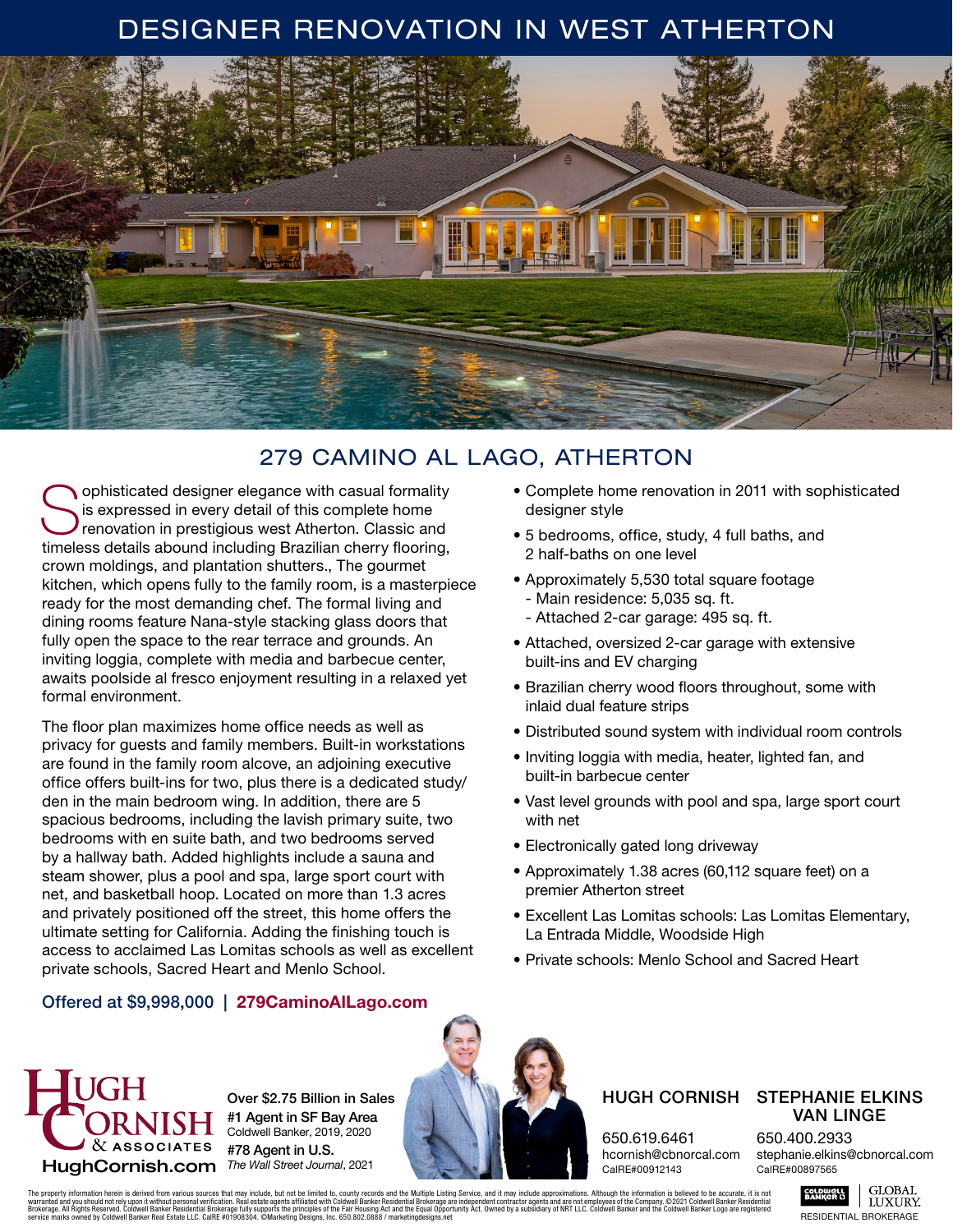# DESIGNER RENOVATION IN WEST ATHERTON

## 279 CAMINO AL LAGO, ATHERTON

Sophisticated designer elegance with casual formality is expressed in every detail of this complete home renovation in prestigious west Atherton. Classic and timeless details abound including Brazilian cherry flooring, crown moldings, and plantation shutters., The gourmet kitchen, which opens fully to the family room, is a masterpiece ready for the most demanding chef. The formal living and dining rooms feature Nana-style stacking glass doors that fully open the space to the rear terrace and grounds. An inviting loggia, complete with media and barbecue center, awaits poolside al fresco enjoyment resulting in a relaxed yet formal environment.

The floor plan maximizes home office needs as well as privacy for guests and family members. Built-in workstations are found in the family room alcove, an adjoining executive office offers built-ins for two, plus there is a dedicated study/den in the main bedroom wing. In addition, there are 5 spacious bedrooms, including the lavish primary suite, two bedrooms with en suite bath, and two bedrooms served by a hallway bath. Added highlights include a sauna and steam shower, plus a pool and spa, large sport court with net, and basketball hoop. Located on more than 1.3 acres and privately positioned off the street, this home offers the ultimate setting for California. Adding the finishing touch is access to acclaimed Las Lomitas schools as well as excellent private schools, Sacred Heart and Menlo School.

- Complete home renovation in 2011 with sophisticated designer style
- 5 bedrooms, office, study, 4 full baths, and 2 half-baths on one level
- Approximately 5,530 total square footage
  - Main residence: 5,035 sq. ft.
  - Attached 2-car garage: 495 sq. ft.
- Attached, oversized 2-car garage with extensive built-ins and EV charging
- Brazilian cherry wood floors throughout, some with inlaid dual feature strips
- Distributed sound system with individual room controls
- Inviting loggia with media, heater, lighted fan, and built-in barbecue center
- Vast level grounds with pool and spa, large sport court with net
- Electronically gated long driveway
- Approximately 1.38 acres (60,112 square feet) on a premier Atherton street
- Excellent Las Lomitas schools: Las Lomitas Elementary, La Entrada Middle, Woodside High
- Private schools: Menlo School and Sacred Heart

**Offered at $9,998,000 | 279CaminoAlLago.com**

HUGH CORNISH & ASSOCIATES
HughCornish.com

Over $2.75 Billion in Sales
#1 Agent in SF Bay Area
Coldwell Banker, 2019, 2020
#78 Agent in U.S.
*The Wall Street Journal*, 2021

**HUGH CORNISH**
650.619.6461
hcornish@cbnorcal.com
CalRE#00912143

**STEPHANIE ELKINS VAN LINGE**
650.400.2933
stephanie.elkins@cbnorcal.com
CalRE#00897565

COLDWELL BANKER | GLOBAL LUXURY
RESIDENTIAL BROKERAGE

The property information herein is derived from various sources that may include, but not be limited to, county records and the Multiple Listing Service, and it may include approximations. Although the information is believed to be accurate, it is not warranted and you should not rely upon it without personal verification. Real estate agents affiliated with Coldwell Banker Residential Brokerage are independent contractor agents and are not employees of the Company. ©2021 Coldwell Banker Residential Brokerage. All Rights Reserved. Coldwell Banker Residential Brokerage fully supports the principles of the Fair Housing Act and the Equal Opportunity Act. Owned by a subsidiary of NRT LLC. Coldwell Banker and the Coldwell Banker Logo are registered service marks owned by Coldwell Banker Real Estate LLC. CalRE #01908304. ©Marketing Designs, Inc. 650.802.0888 / marketingdesigns.net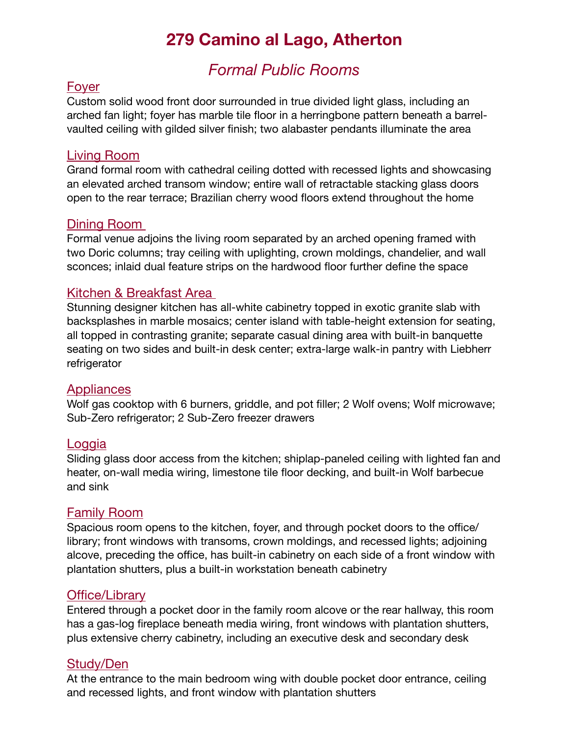# 279 Camino al Lago, Atherton

## *Formal Public Rooms*

### Foyer

Custom solid wood front door surrounded in true divided light glass, including an arched fan light; foyer has marble tile floor in a herringbone pattern beneath a barrel-vaulted ceiling with gilded silver finish; two alabaster pendants illuminate the area

### Living Room

Grand formal room with cathedral ceiling dotted with recessed lights and showcasing an elevated arched transom window; entire wall of retractable stacking glass doors open to the rear terrace; Brazilian cherry wood floors extend throughout the home

### Dining Room

Formal venue adjoins the living room separated by an arched opening framed with two Doric columns; tray ceiling with uplighting, crown moldings, chandelier, and wall sconces; inlaid dual feature strips on the hardwood floor further define the space

### Kitchen & Breakfast Area

Stunning designer kitchen has all-white cabinetry topped in exotic granite slab with backsplashes in marble mosaics; center island with table-height extension for seating, all topped in contrasting granite; separate casual dining area with built-in banquette seating on two sides and built-in desk center; extra-large walk-in pantry with Liebherr refrigerator

### Appliances

Wolf gas cooktop with 6 burners, griddle, and pot filler; 2 Wolf ovens; Wolf microwave; Sub-Zero refrigerator; 2 Sub-Zero freezer drawers

### Loggia

Sliding glass door access from the kitchen; shiplap-paneled ceiling with lighted fan and heater, on-wall media wiring, limestone tile floor decking, and built-in Wolf barbecue and sink

### Family Room

Spacious room opens to the kitchen, foyer, and through pocket doors to the office/library; front windows with transoms, crown moldings, and recessed lights; adjoining alcove, preceding the office, has built-in cabinetry on each side of a front window with plantation shutters, plus a built-in workstation beneath cabinetry

### Office/Library

Entered through a pocket door in the family room alcove or the rear hallway, this room has a gas-log fireplace beneath media wiring, front windows with plantation shutters, plus extensive cherry cabinetry, including an executive desk and secondary desk

### Study/Den

At the entrance to the main bedroom wing with double pocket door entrance, ceiling and recessed lights, and front window with plantation shutters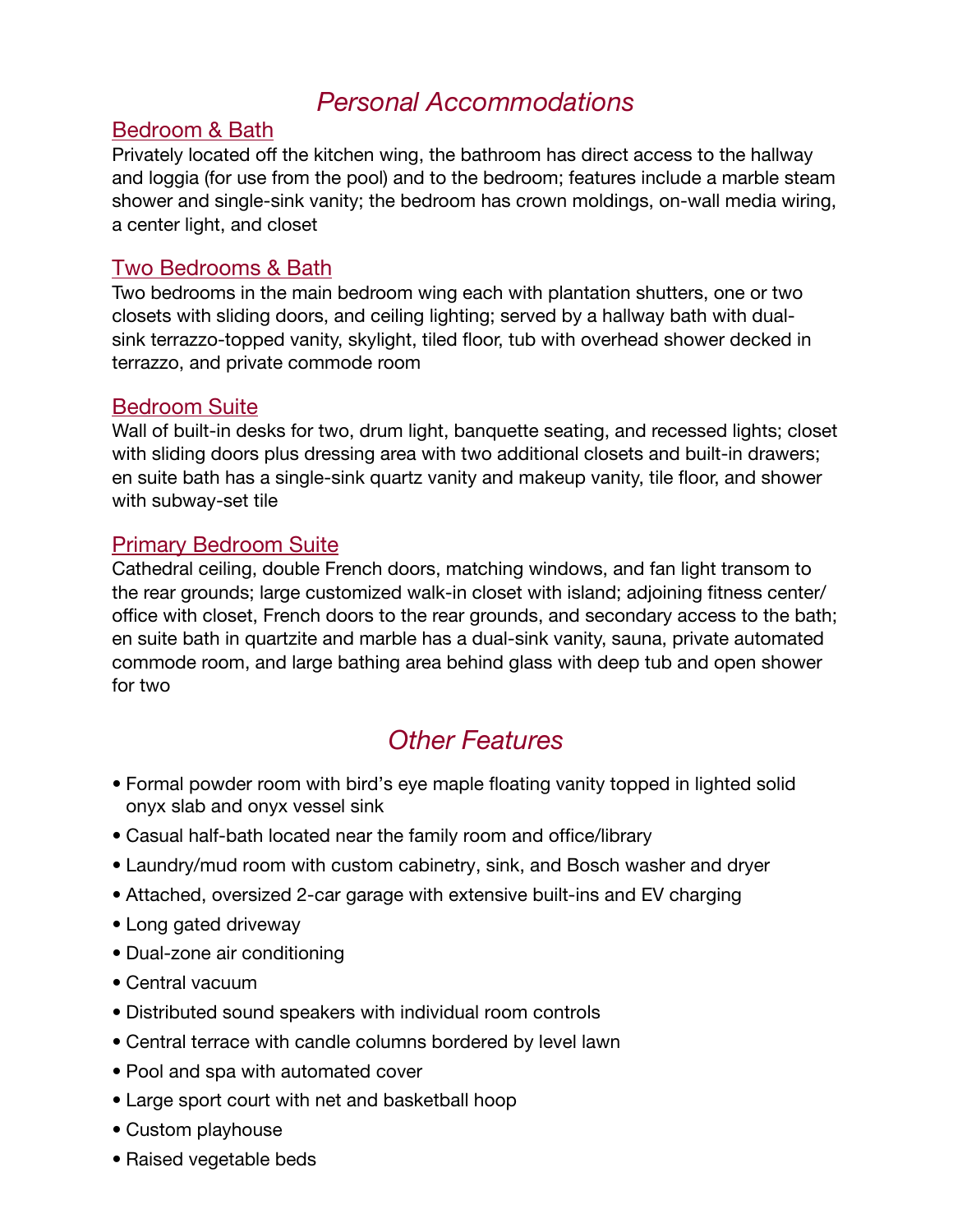# *Personal Accommodations*

## Bedroom & Bath

Privately located off the kitchen wing, the bathroom has direct access to the hallway and loggia (for use from the pool) and to the bedroom; features include a marble steam shower and single-sink vanity; the bedroom has crown moldings, on-wall media wiring, a center light, and closet

## Two Bedrooms & Bath

Two bedrooms in the main bedroom wing each with plantation shutters, one or two closets with sliding doors, and ceiling lighting; served by a hallway bath with dual-sink terrazzo-topped vanity, skylight, tiled floor, tub with overhead shower decked in terrazzo, and private commode room

## Bedroom Suite

Wall of built-in desks for two, drum light, banquette seating, and recessed lights; closet with sliding doors plus dressing area with two additional closets and built-in drawers; en suite bath has a single-sink quartz vanity and makeup vanity, tile floor, and shower with subway-set tile

## Primary Bedroom Suite

Cathedral ceiling, double French doors, matching windows, and fan light transom to the rear grounds; large customized walk-in closet with island; adjoining fitness center/office with closet, French doors to the rear grounds, and secondary access to the bath; en suite bath in quartzite and marble has a dual-sink vanity, sauna, private automated commode room, and large bathing area behind glass with deep tub and open shower for two

# *Other Features*

- Formal powder room with bird's eye maple floating vanity topped in lighted solid onyx slab and onyx vessel sink
- Casual half-bath located near the family room and office/library
- Laundry/mud room with custom cabinetry, sink, and Bosch washer and dryer
- Attached, oversized 2-car garage with extensive built-ins and EV charging
- Long gated driveway
- Dual-zone air conditioning
- Central vacuum
- Distributed sound speakers with individual room controls
- Central terrace with candle columns bordered by level lawn
- Pool and spa with automated cover
- Large sport court with net and basketball hoop
- Custom playhouse
- Raised vegetable beds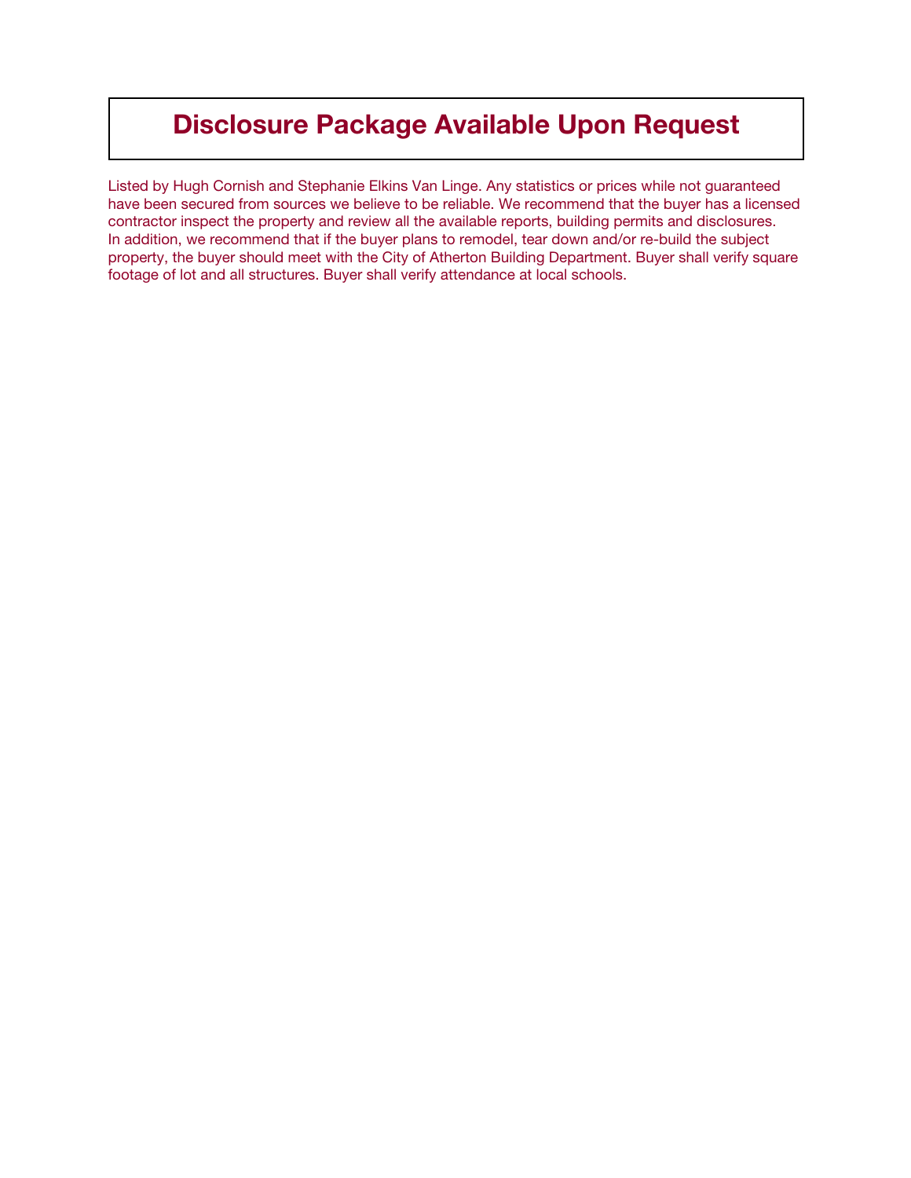# Disclosure Package Available Upon Request

Listed by Hugh Cornish and Stephanie Elkins Van Linge. Any statistics or prices while not guaranteed have been secured from sources we believe to be reliable. We recommend that the buyer has a licensed contractor inspect the property and review all the available reports, building permits and disclosures. In addition, we recommend that if the buyer plans to remodel, tear down and/or re-build the subject property, the buyer should meet with the City of Atherton Building Department. Buyer shall verify square footage of lot and all structures. Buyer shall verify attendance at local schools.